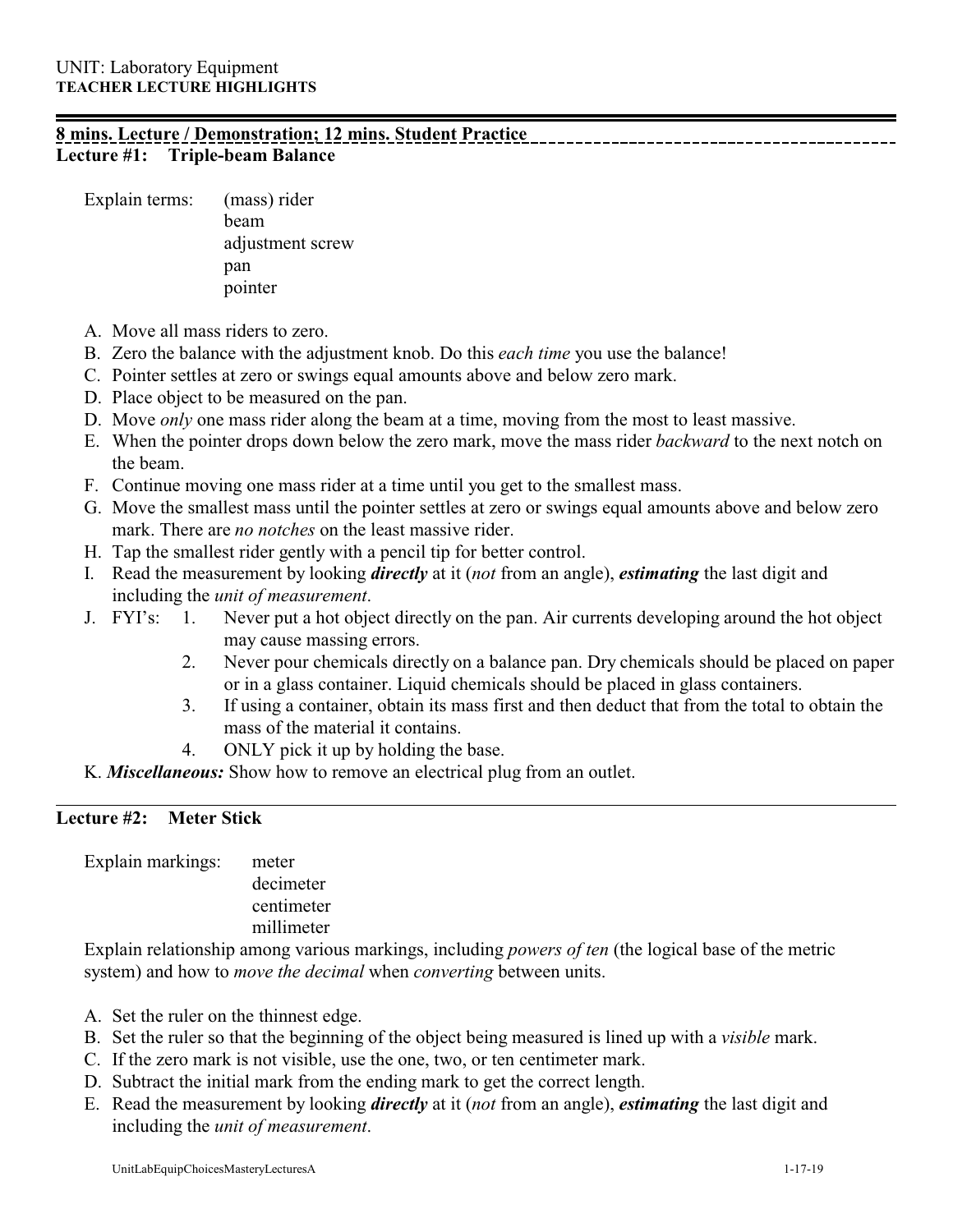UNIT: Laboratory Equipment
**TEACHER LECTURE HIGHLIGHTS**

---

**8 mins. Lecture / Demonstration; 12 mins. Student Practice**

## Lecture #1: Triple-beam Balance

Explain terms:
- (mass) rider
- beam
- adjustment screw
- pan
- pointer

A. Move all mass riders to zero.
B. Zero the balance with the adjustment knob. Do this *each time* you use the balance!
C. Pointer settles at zero or swings equal amounts above and below zero mark.
D. Place object to be measured on the pan.
D. Move *only* one mass rider along the beam at a time, moving from the most to least massive.
E. When the pointer drops down below the zero mark, move the mass rider *backward* to the next notch on the beam.
F. Continue moving one mass rider at a time until you get to the smallest mass.
G. Move the smallest mass until the pointer settles at zero or swings equal amounts above and below zero mark. There are *no notches* on the least massive rider.
H. Tap the smallest rider gently with a pencil tip for better control.
I. Read the measurement by looking ***directly*** at it (*not* from an angle), ***estimating*** the last digit and including the *unit of measurement*.
J. FYI's:
   1. Never put a hot object directly on the pan. Air currents developing around the hot object may cause massing errors.
   2. Never pour chemicals directly on a balance pan. Dry chemicals should be placed on paper or in a glass container. Liquid chemicals should be placed in glass containers.
   3. If using a container, obtain its mass first and then deduct that from the total to obtain the mass of the material it contains.
   4. ONLY pick it up by holding the base.

K. ***Miscellaneous:*** Show how to remove an electrical plug from an outlet.

---

## Lecture #2: Meter Stick

Explain markings:
- meter
- decimeter
- centimeter
- millimeter

Explain relationship among various markings, including *powers of ten* (the logical base of the metric system) and how to *move the decimal* when *converting* between units.

A. Set the ruler on the thinnest edge.
B. Set the ruler so that the beginning of the object being measured is lined up with a *visible* mark.
C. If the zero mark is not visible, use the one, two, or ten centimeter mark.
D. Subtract the initial mark from the ending mark to get the correct length.
E. Read the measurement by looking ***directly*** at it (*not* from an angle), ***estimating*** the last digit and including the *unit of measurement*.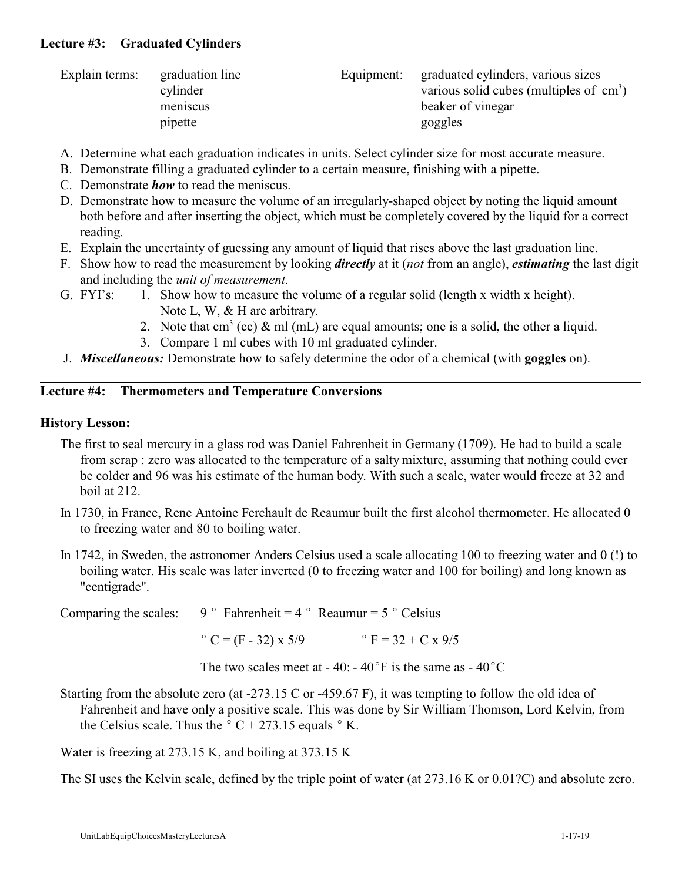## Lecture #3: Graduated Cylinders

Explain terms: graduation line, cylinder, meniscus, pipette

Equipment: graduated cylinders, various sizes; various solid cubes (multiples of $cm^3$); beaker of vinegar; goggles

A. Determine what each graduation indicates in units. Select cylinder size for most accurate measure.
B. Demonstrate filling a graduated cylinder to a certain measure, finishing with a pipette.
C. Demonstrate ***how*** to read the meniscus.
D. Demonstrate how to measure the volume of an irregularly-shaped object by noting the liquid amount both before and after inserting the object, which must be completely covered by the liquid for a correct reading.
E. Explain the uncertainty of guessing any amount of liquid that rises above the last graduation line.
F. Show how to read the measurement by looking ***directly*** at it (*not* from an angle), ***estimating*** the last digit and including the *unit of measurement*.
G. FYI's:
   1. Show how to measure the volume of a regular solid (length x width x height). Note L, W, & H are arbitrary.
   2. Note that $cm^3$ (cc) & ml (mL) are equal amounts; one is a solid, the other a liquid.
   3. Compare 1 ml cubes with 10 ml graduated cylinder.

J. ***Miscellaneous:*** Demonstrate how to safely determine the odor of a chemical (with **goggles** on).

---

## Lecture #4: Thermometers and Temperature Conversions

### History Lesson:

The first to seal mercury in a glass rod was Daniel Fahrenheit in Germany (1709). He had to build a scale from scrap : zero was allocated to the temperature of a salty mixture, assuming that nothing could ever be colder and 96 was his estimate of the human body. With such a scale, water would freeze at 32 and boil at 212.

In 1730, in France, Rene Antoine Ferchault de Reaumur built the first alcohol thermometer. He allocated 0 to freezing water and 80 to boiling water.

In 1742, in Sweden, the astronomer Anders Celsius used a scale allocating 100 to freezing water and 0 (!) to boiling water. His scale was later inverted (0 to freezing water and 100 for boiling) and long known as "centigrade".

Comparing the scales: 9 ° Fahrenheit = 4 ° Reaumur = 5 ° Celsius

$° C = (F - 32) \times 5/9$ $\quad\quad$ $° F = 32 + C \times 9/5$

The two scales meet at - 40: - 40°F is the same as - 40°C

Starting from the absolute zero (at -273.15 C or -459.67 F), it was tempting to follow the old idea of Fahrenheit and have only a positive scale. This was done by Sir William Thomson, Lord Kelvin, from the Celsius scale. Thus the ° C + 273.15 equals ° K.

Water is freezing at 273.15 K, and boiling at 373.15 K

The SI uses the Kelvin scale, defined by the triple point of water (at 273.16 K or 0.01?C) and absolute zero.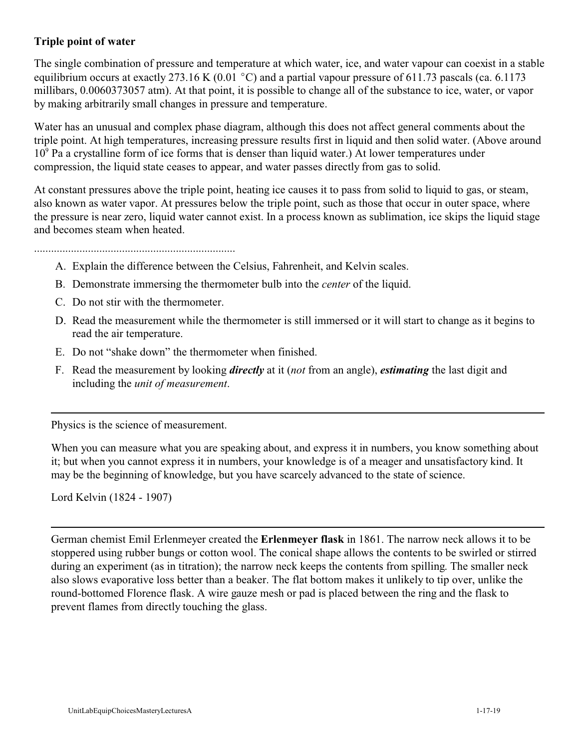**Triple point of water**

The single combination of pressure and temperature at which water, ice, and water vapour can coexist in a stable equilibrium occurs at exactly 273.16 K (0.01 °C) and a partial vapour pressure of 611.73 pascals (ca. 6.1173 millibars, 0.0060373057 atm). At that point, it is possible to change all of the substance to ice, water, or vapor by making arbitrarily small changes in pressure and temperature.

Water has an unusual and complex phase diagram, although this does not affect general comments about the triple point. At high temperatures, increasing pressure results first in liquid and then solid water. (Above around $10^9$ Pa a crystalline form of ice forms that is denser than liquid water.) At lower temperatures under compression, the liquid state ceases to appear, and water passes directly from gas to solid.

At constant pressures above the triple point, heating ice causes it to pass from solid to liquid to gas, or steam, also known as water vapor. At pressures below the triple point, such as those that occur in outer space, where the pressure is near zero, liquid water cannot exist. In a process known as sublimation, ice skips the liquid stage and becomes steam when heated.

.......................................................................

A. Explain the difference between the Celsius, Fahrenheit, and Kelvin scales.
B. Demonstrate immersing the thermometer bulb into the *center* of the liquid.
C. Do not stir with the thermometer.
D. Read the measurement while the thermometer is still immersed or it will start to change as it begins to read the air temperature.
E. Do not "shake down" the thermometer when finished.
F. Read the measurement by looking ***directly*** at it (*not* from an angle), ***estimating*** the last digit and including the *unit of measurement*.

---

Physics is the science of measurement.

When you can measure what you are speaking about, and express it in numbers, you know something about it; but when you cannot express it in numbers, your knowledge is of a meager and unsatisfactory kind. It may be the beginning of knowledge, but you have scarcely advanced to the state of science.

Lord Kelvin (1824 - 1907)

---

German chemist Emil Erlenmeyer created the **Erlenmeyer flask** in 1861. The narrow neck allows it to be stoppered using rubber bungs or cotton wool. The conical shape allows the contents to be swirled or stirred during an experiment (as in titration); the narrow neck keeps the contents from spilling. The smaller neck also slows evaporative loss better than a beaker. The flat bottom makes it unlikely to tip over, unlike the round-bottomed Florence flask. A wire gauze mesh or pad is placed between the ring and the flask to prevent flames from directly touching the glass.